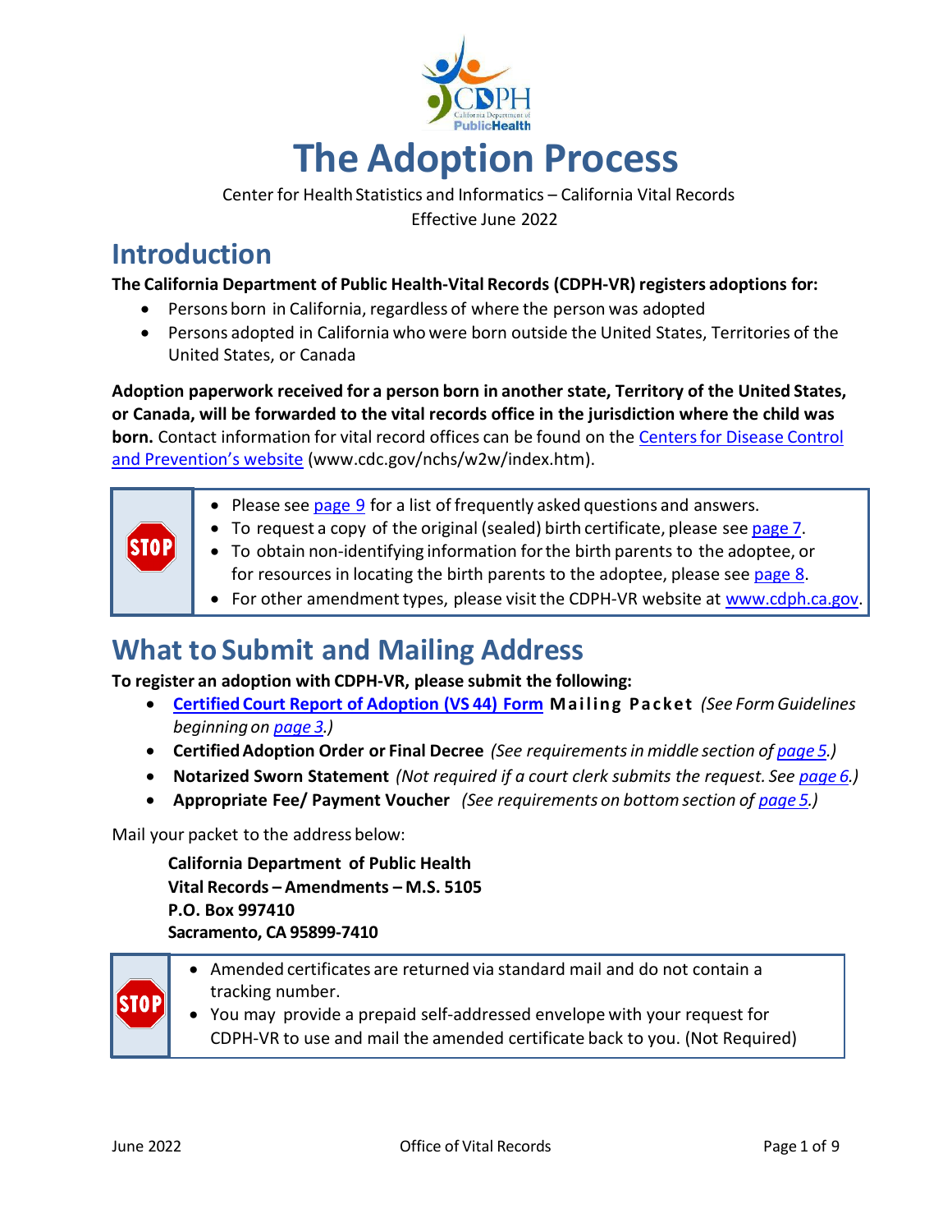# The Adoption Process

Center for Health Statistics and Informatics – California Vital Records

Effective June 2022

## Introduction

**The California Department of Public Health-Vital Records (CDPH-VR) registers adoptions for:**

- Persons born in California, regardless of where the person was adopted
- Persons adopted in California who were born outside the United States, Territories of the United States, or Canada

**Adoption paperwork received for a person born in another state, Territory of the United States, or Canada, will be forwarded to the vital records office in the jurisdiction where the child was born.** Contact information for vital record offices can be found on the [Centers for Disease Control and Prevention's website](www.cdc.gov/nchs/w2w/index.htm) (www.cdc.gov/nchs/w2w/index.htm).

> STOP
>
> - Please see [page 9](#) for a list of frequently asked questions and answers.
> - To request a copy of the original (sealed) birth certificate, please see [page 7](#).
> - To obtain non-identifying information for the birth parents to the adoptee, or for resources in locating the birth parents to the adoptee, please see [page 8](#).
> - For other amendment types, please visit the CDPH-VR website at [www.cdph.ca.gov](www.cdph.ca.gov).

## What to Submit and Mailing Address

**To register an adoption with CDPH-VR, please submit the following:**

- **[Certified Court Report of Adoption (VS 44) Form](#) Mailing Packet** *(See Form Guidelines beginning on [page 3](#).)*
- **Certified Adoption Order or Final Decree** *(See requirements in middle section of [page 5](#).)*
- **Notarized Sworn Statement** *(Not required if a court clerk submits the request. See [page 6](#).)*
- **Appropriate Fee/ Payment Voucher** *(See requirements on bottom section of [page 5](#).)*

Mail your packet to the address below:

**California Department of Public Health**
**Vital Records – Amendments – M.S. 5105**
**P.O. Box 997410**
**Sacramento, CA 95899-7410**

> STOP
>
> - Amended certificates are returned via standard mail and do not contain a tracking number.
> - You may provide a prepaid self-addressed envelope with your request for CDPH-VR to use and mail the amended certificate back to you. (Not Required)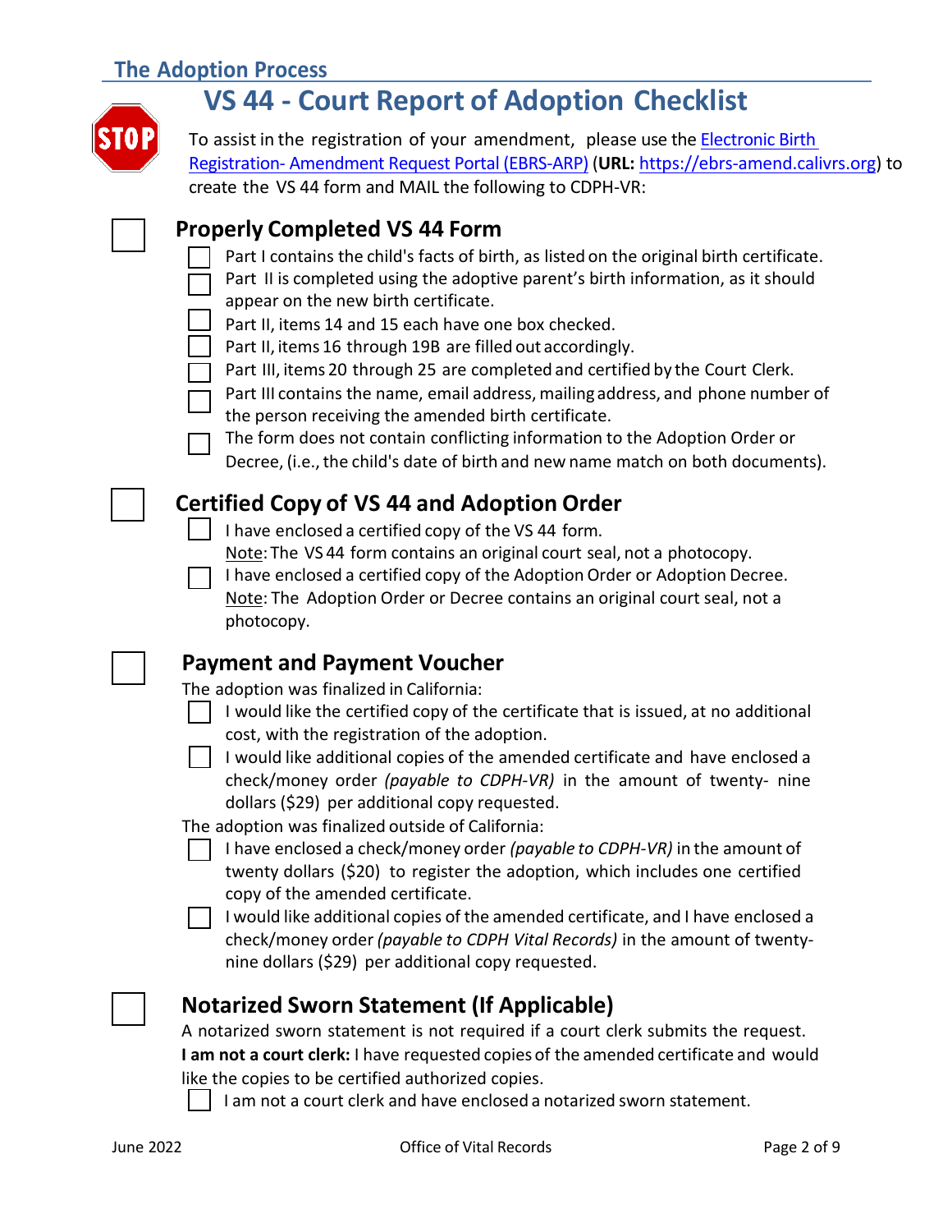## The Adoption Process

# VS 44 - Court Report of Adoption Checklist

STOP

To assist in the registration of your amendment, please use the [Electronic Birth Registration- Amendment Request Portal (EBRS-ARP)](https://ebrs-amend.calivrs.org) (**URL:** https://ebrs-amend.calivrs.org) to create the VS 44 form and MAIL the following to CDPH-VR:

## ☐ Properly Completed VS 44 Form

- ☐ Part I contains the child's facts of birth, as listed on the original birth certificate.
- ☐ Part II is completed using the adoptive parent's birth information, as it should appear on the new birth certificate.
- ☐ Part II, items 14 and 15 each have one box checked.
- ☐ Part II, items 16 through 19B are filled out accordingly.
- ☐ Part III, items 20 through 25 are completed and certified by the Court Clerk.
- ☐ Part III contains the name, email address, mailing address, and phone number of the person receiving the amended birth certificate.
- ☐ The form does not contain conflicting information to the Adoption Order or Decree, (i.e., the child's date of birth and new name match on both documents).

## ☐ Certified Copy of VS 44 and Adoption Order

- ☐ I have enclosed a certified copy of the VS 44 form.
  Note: The VS 44 form contains an original court seal, not a photocopy.
- ☐ I have enclosed a certified copy of the Adoption Order or Adoption Decree.
  Note: The Adoption Order or Decree contains an original court seal, not a photocopy.

## ☐ Payment and Payment Voucher

The adoption was finalized in California:

- ☐ I would like the certified copy of the certificate that is issued, at no additional cost, with the registration of the adoption.
- ☐ I would like additional copies of the amended certificate and have enclosed a check/money order *(payable to CDPH-VR)* in the amount of twenty- nine dollars ($29) per additional copy requested.

The adoption was finalized outside of California:

- ☐ I have enclosed a check/money order *(payable to CDPH-VR)* in the amount of twenty dollars ($20) to register the adoption, which includes one certified copy of the amended certificate.
- ☐ I would like additional copies of the amended certificate, and I have enclosed a check/money order *(payable to CDPH Vital Records)* in the amount of twenty-nine dollars ($29) per additional copy requested.

## ☐ Notarized Sworn Statement (If Applicable)

A notarized sworn statement is not required if a court clerk submits the request.

**I am not a court clerk:** I have requested copies of the amended certificate and would like the copies to be certified authorized copies.

- ☐ I am not a court clerk and have enclosed a notarized sworn statement.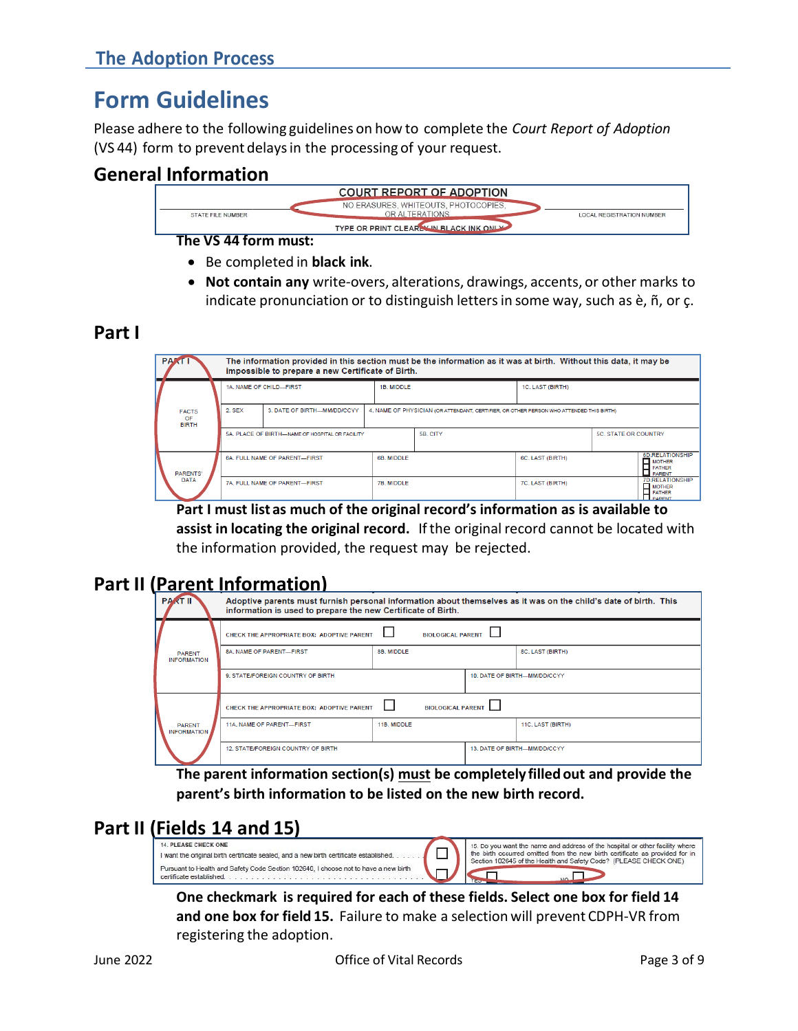# Form Guidelines

Please adhere to the following guidelines on how to complete the *Court Report of Adoption* (VS 44) form to prevent delays in the processing of your request.

## General Information

| STATE FILE NUMBER | COURT REPORT OF ADOPTION<br>NO ERASURES, WHITEOUTS, PHOTOCOPIES, OR ALTERATIONS<br>TYPE OR PRINT CLEARLY IN BLACK INK ONLY | LOCAL REGISTRATION NUMBER |
|---|---|---|

**The VS 44 form must:**

- Be completed in **black ink**.
- **Not contain any** write-overs, alterations, drawings, accents, or other marks to indicate pronunciation or to distinguish letters in some way, such as è, ñ, or ç.

## Part I

| PART I | The information provided in this section must be the information as it was at birth. Without this data, it may be impossible to prepare a new Certificate of Birth. | | | |
|---|---|---|---|---|
| FACTS OF BIRTH | 1A. NAME OF CHILD—FIRST | 1B. MIDDLE | 1C. LAST (BIRTH) | |
| | 2. SEX / 3. DATE OF BIRTH—MM/DD/CCYY | 4. NAME OF PHYSICIAN (OR ATTENDANT, CERTIFIER, OR OTHER PERSON WHO ATTENDED THIS BIRTH) | | |
| | 5A. PLACE OF BIRTH—NAME OF HOSPITAL OR FACILITY | 5B. CITY | 5C. STATE OR COUNTRY | |
| PARENTS' DATA | 6A. FULL NAME OF PARENT—FIRST | 6B. MIDDLE | 6C. LAST (BIRTH) | 6D. RELATIONSHIP: MOTHER / FATHER / PARENT |
| | 7A. FULL NAME OF PARENT—FIRST | 7B. MIDDLE | 7C. LAST (BIRTH) | 7D. RELATIONSHIP: MOTHER / FATHER / PARENT |

**Part I must list as much of the original record's information as is available to assist in locating the original record.** If the original record cannot be located with the information provided, the request may be rejected.

## Part II (Parent Information)

| PART II | Adoptive parents must furnish personal information about themselves as it was on the child's date of birth. This information is used to prepare the new Certificate of Birth. | | |
|---|---|---|---|
| PARENT INFORMATION | CHECK THE APPROPRIATE BOX: ADOPTIVE PARENT ☐ BIOLOGICAL PARENT ☐ | | |
| | 8A. NAME OF PARENT—FIRST | 8B. MIDDLE | 8C. LAST (BIRTH) |
| | 9. STATE/FOREIGN COUNTRY OF BIRTH | 10. DATE OF BIRTH—MM/DD/CCYY | |
| PARENT INFORMATION | CHECK THE APPROPRIATE BOX: ADOPTIVE PARENT ☐ BIOLOGICAL PARENT ☐ | | |
| | 11A. NAME OF PARENT—FIRST | 11B. MIDDLE | 11C. LAST (BIRTH) |
| | 12. STATE/FOREIGN COUNTRY OF BIRTH | 13. DATE OF BIRTH—MM/DD/CCYY | |

**The parent information section(s) must be completely filled out and provide the parent's birth information to be listed on the new birth record.**

## Part II (Fields 14 and 15)

| 14. PLEASE CHECK ONE | | 15. Do you want the name and address of the hospital or other facility where the birth occurred omitted from the new birth certificate as provided for in Section 102645 of the Health and Safety Code? (PLEASE CHECK ONE) |
|---|---|---|
| I want the original birth certificate sealed, and a new birth certificate established. | ☐ | YES ☐ NO ☐ |
| Pursuant to Health and Safety Code Section 102640, I choose not to have a new birth certificate established. | ☐ | |

**One checkmark is required for each of these fields. Select one box for field 14 and one box for field 15.** Failure to make a selection will prevent CDPH-VR from registering the adoption.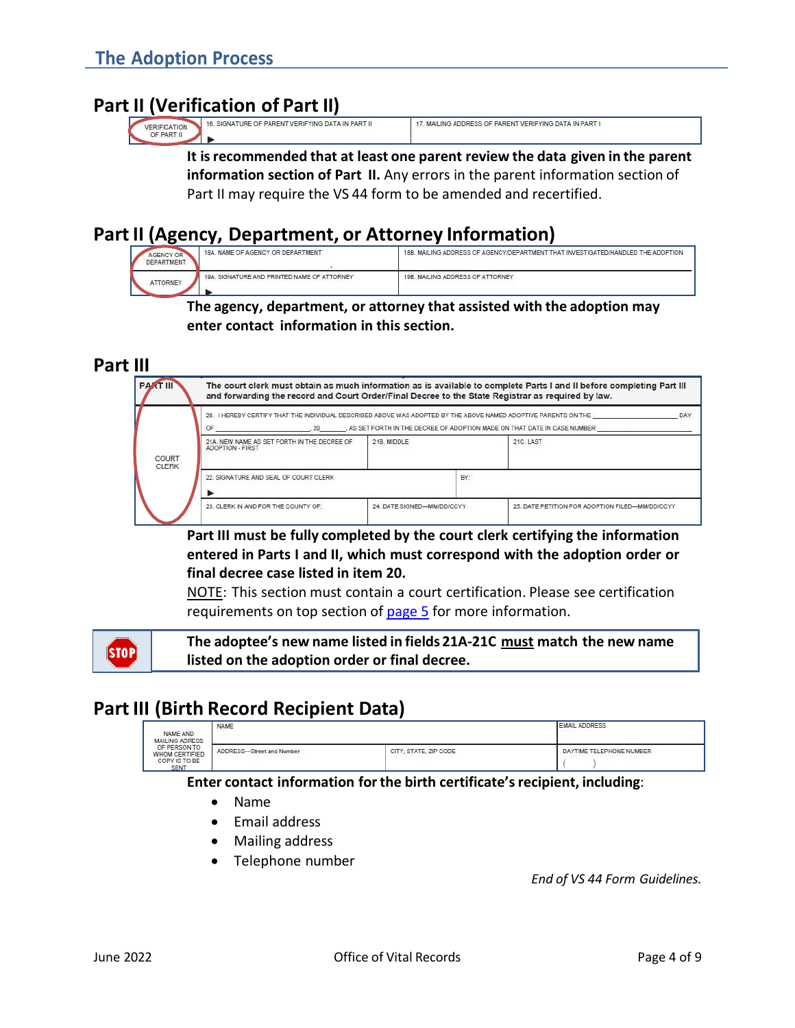## The Adoption Process

### Part II (Verification of Part II)

| VERIFICATION OF PART II | 16. SIGNATURE OF PARENT VERIFYING DATA IN PART II ▶ | 17. MAILING ADDRESS OF PARENT VERIFYING DATA IN PART I |
|---|---|---|

**It is recommended that at least one parent review the data given in the parent information section of Part II.** Any errors in the parent information section of Part II may require the VS 44 form to be amended and recertified.

### Part II (Agency, Department, or Attorney Information)

| | | |
|---|---|---|
| AGENCY OR DEPARTMENT | 18A. NAME OF AGENCY OR DEPARTMENT | 18B. MAILING ADDRESS OF AGENCY/DEPARTMENT THAT INVESTIGATED/HANDLED THE ADOPTION |
| ATTORNEY | 19A. SIGNATURE AND PRINTED NAME OF ATTORNEY ▶ | 19B. MAILING ADDRESS OF ATTORNEY |

**The agency, department, or attorney that assisted with the adoption may enter contact information in this section.**

### Part III

| PART III | The court clerk must obtain as much information as is available to complete Parts I and II before completing Part III and forwarding the record and Court Order/Final Decree to the State Registrar as required by law. | | |
|---|---|---|---|
| COURT CLERK | 20. I HEREBY CERTIFY THAT THE INDIVIDUAL DESCRIBED ABOVE WAS ADOPTED BY THE ABOVE NAMED ADOPTIVE PARENTS ON THE ______ DAY OF ______, 20______, AS SET FORTH IN THE DECREE OF ADOPTION MADE ON THAT DATE IN CASE NUMBER ______ | | |
| | 21A. NEW NAME AS SET FORTH IN THE DECREE OF ADOPTION - FIRST | 21B. MIDDLE | 21C. LAST |
| | 22. SIGNATURE AND SEAL OF COURT CLERK ▶ | BY: | |
| | 23. CLERK IN AND FOR THE COUNTY OF: | 24. DATE SIGNED—MM/DD/CCYY | 25. DATE PETITION FOR ADOPTION FILED—MM/DD/CCYY |

**Part III must be fully completed by the court clerk certifying the information entered in Parts I and II, which must correspond with the adoption order or final decree case listed in item 20.**

NOTE: This section must contain a court certification. Please see certification requirements on top section of page 5 for more information.

> STOP **The adoptee's new name listed in fields 21A-21C must match the new name listed on the adoption order or final decree.**

### Part III (Birth Record Recipient Data)

| NAME AND MAILING ADRESS OF PERSON TO WHOM CERTIFIED COPY IS TO BE SENT | NAME | | EMAIL ADDRESS |
|---|---|---|---|
| | ADDRESS—Street and Number | CITY, STATE, ZIP CODE | DAYTIME TELEPHONE NUMBER ( ) |

**Enter contact information for the birth certificate's recipient, including**:

- Name
- Email address
- Mailing address
- Telephone number

*End of VS 44 Form Guidelines.*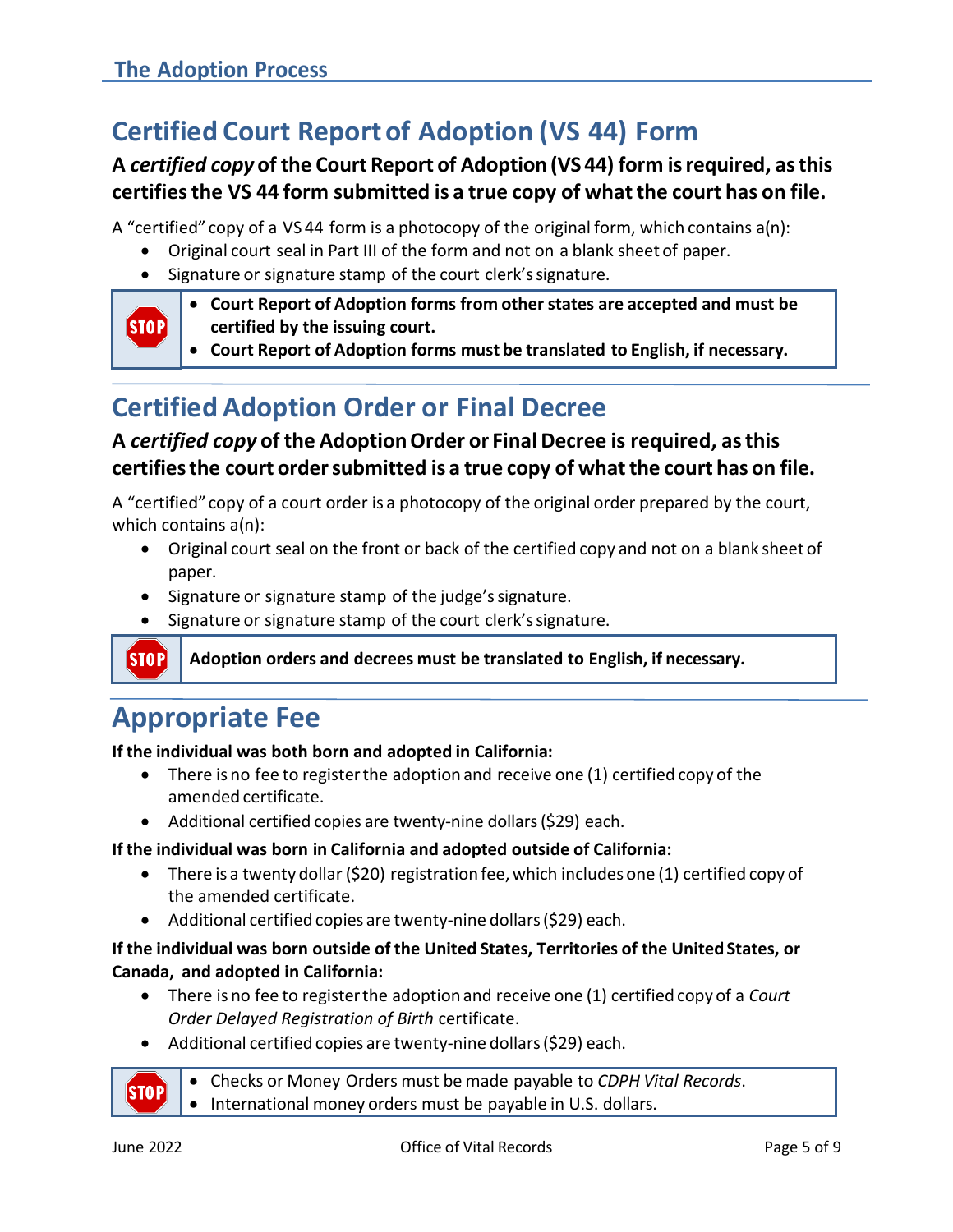## Certified Court Report of Adoption (VS 44) Form

**A *certified copy* of the Court Report of Adoption (VS 44) form is required, as this certifies the VS 44 form submitted is a true copy of what the court has on file.**

A "certified" copy of a VS 44 form is a photocopy of the original form, which contains a(n):

- Original court seal in Part III of the form and not on a blank sheet of paper.
- Signature or signature stamp of the court clerk's signature.

> STOP
> - **Court Report of Adoption forms from other states are accepted and must be certified by the issuing court.**
> - **Court Report of Adoption forms must be translated to English, if necessary.**

## Certified Adoption Order or Final Decree

**A *certified copy* of the Adoption Order or Final Decree is required, as this certifies the court order submitted is a true copy of what the court has on file.**

A "certified" copy of a court order is a photocopy of the original order prepared by the court, which contains a(n):

- Original court seal on the front or back of the certified copy and not on a blank sheet of paper.
- Signature or signature stamp of the judge's signature.
- Signature or signature stamp of the court clerk's signature.

> STOP
> **Adoption orders and decrees must be translated to English, if necessary.**

## Appropriate Fee

**If the individual was both born and adopted in California:**

- There is no fee to register the adoption and receive one (1) certified copy of the amended certificate.
- Additional certified copies are twenty-nine dollars ($29) each.

**If the individual was born in California and adopted outside of California:**

- There is a twenty dollar ($20) registration fee, which includes one (1) certified copy of the amended certificate.
- Additional certified copies are twenty-nine dollars ($29) each.

**If the individual was born outside of the United States, Territories of the United States, or Canada, and adopted in California:**

- There is no fee to register the adoption and receive one (1) certified copy of a *Court Order Delayed Registration of Birth* certificate.
- Additional certified copies are twenty-nine dollars ($29) each.

> STOP
> - Checks or Money Orders must be made payable to *CDPH Vital Records*.
> - International money orders must be payable in U.S. dollars.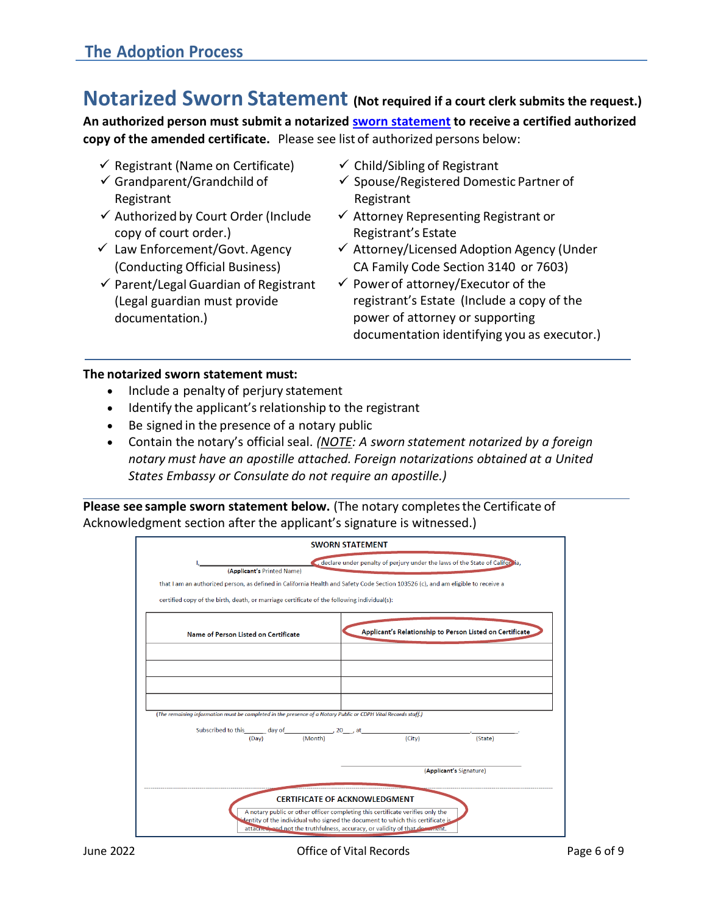# The Adoption Process

## Notarized Sworn Statement (Not required if a court clerk submits the request.)

**An authorized person must submit a notarized sworn statement to receive a certified authorized copy of the amended certificate.** Please see list of authorized persons below:

- ✓ Registrant (Name on Certificate)
- ✓ Grandparent/Grandchild of Registrant
- ✓ Authorized by Court Order (Include copy of court order.)
- ✓ Law Enforcement/Govt. Agency (Conducting Official Business)
- ✓ Parent/Legal Guardian of Registrant (Legal guardian must provide documentation.)
- ✓ Child/Sibling of Registrant
- ✓ Spouse/Registered Domestic Partner of Registrant
- ✓ Attorney Representing Registrant or Registrant's Estate
- ✓ Attorney/Licensed Adoption Agency (Under CA Family Code Section 3140 or 7603)
- ✓ Power of attorney/Executor of the registrant's Estate (Include a copy of the power of attorney or supporting documentation identifying you as executor.)

**The notarized sworn statement must:**

- Include a penalty of perjury statement
- Identify the applicant's relationship to the registrant
- Be signed in the presence of a notary public
- Contain the notary's official seal. *(NOTE: A sworn statement notarized by a foreign notary must have an apostille attached. Foreign notarizations obtained at a United States Embassy or Consulate do not require an apostille.)*

**Please see sample sworn statement below.** (The notary completes the Certificate of Acknowledgment section after the applicant's signature is witnessed.)

**SWORN STATEMENT**

I, ______________________________ (Applicant's Printed Name), declare under penalty of perjury under the laws of the State of California, that I am an authorized person, as defined in California Health and Safety Code Section 103526 (c), and am eligible to receive a certified copy of the birth, death, or marriage certificate of the following individual(s):

| Name of Person Listed on Certificate | Applicant's Relationship to Person Listed on Certificate |
|---|---|
| | |
| | |
| | |
| | |

*(The remaining information must be completed in the presence of a Notary Public or CDPH Vital Records staff.)*

Subscribed to this______ day of____________, 20___, at ______________________, ____________.
(Day) (Month) (City) (State)

______________________________
(Applicant's Signature)

**CERTIFICATE OF ACKNOWLEDGMENT**

A notary public or other officer completing this certificate verifies only the identity of the individual who signed the document to which this certificate is attached, and not the truthfulness, accuracy, or validity of that document.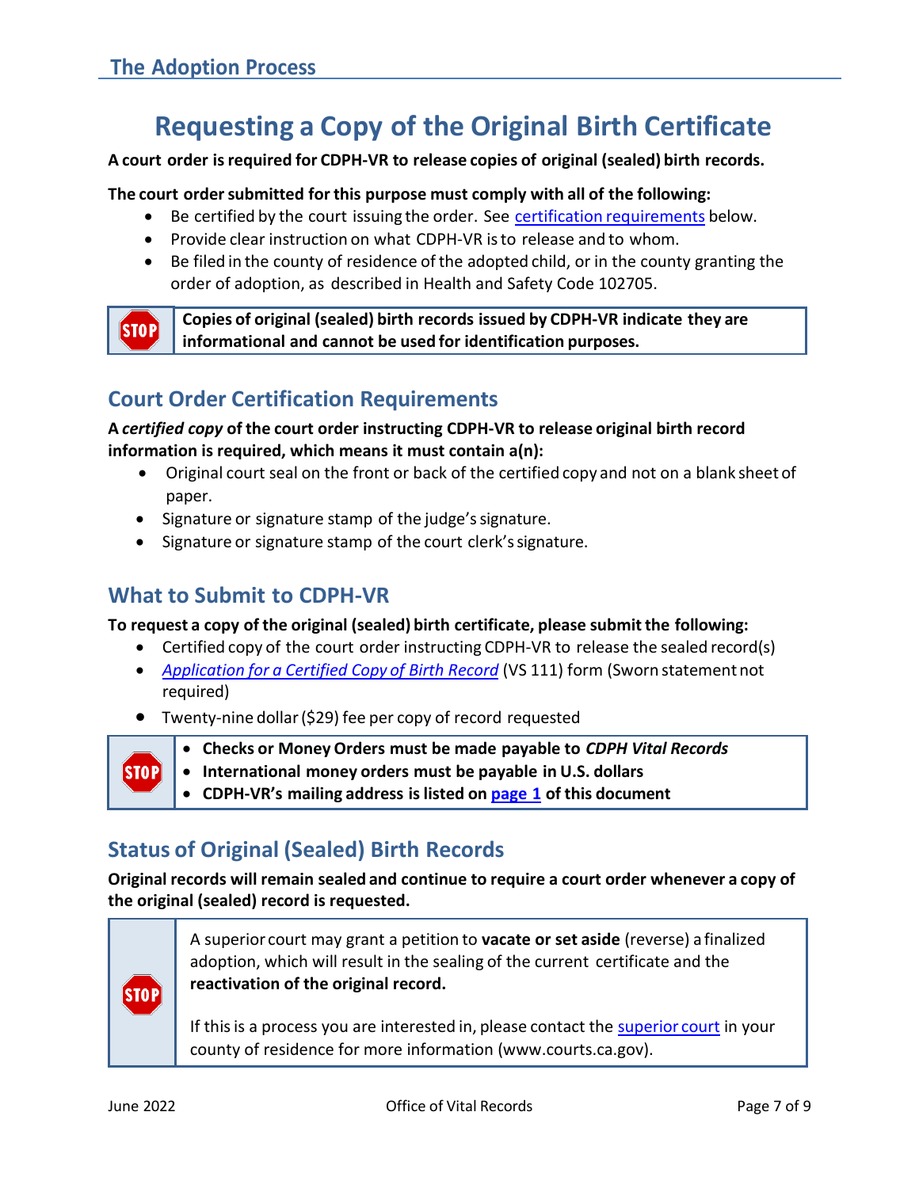# Requesting a Copy of the Original Birth Certificate

**A court order is required for CDPH-VR to release copies of original (sealed) birth records.**

**The court order submitted for this purpose must comply with all of the following:**

- Be certified by the court issuing the order. See certification requirements below.
- Provide clear instruction on what CDPH-VR is to release and to whom.
- Be filed in the county of residence of the adopted child, or in the county granting the order of adoption, as described in Health and Safety Code 102705.

> STOP
>
> **Copies of original (sealed) birth records issued by CDPH-VR indicate they are informational and cannot be used for identification purposes.**

## Court Order Certification Requirements

**A *certified copy* of the court order instructing CDPH-VR to release original birth record information is required, which means it must contain a(n):**

- Original court seal on the front or back of the certified copy and not on a blank sheet of paper.
- Signature or signature stamp of the judge's signature.
- Signature or signature stamp of the court clerk's signature.

## What to Submit to CDPH-VR

**To request a copy of the original (sealed) birth certificate, please submit the following:**

- Certified copy of the court order instructing CDPH-VR to release the sealed record(s)
- *Application for a Certified Copy of Birth Record* (VS 111) form (Sworn statement not required)
- Twenty-nine dollar ($29) fee per copy of record requested

> STOP
>
> - **Checks or Money Orders must be made payable to *CDPH Vital Records***
> - **International money orders must be payable in U.S. dollars**
> - **CDPH-VR's mailing address is listed on page 1 of this document**

## Status of Original (Sealed) Birth Records

**Original records will remain sealed and continue to require a court order whenever a copy of the original (sealed) record is requested.**

> STOP
>
> A superior court may grant a petition to **vacate or set aside** (reverse) a finalized adoption, which will result in the sealing of the current certificate and the **reactivation of the original record.**
>
> If this is a process you are interested in, please contact the superior court in your county of residence for more information (www.courts.ca.gov).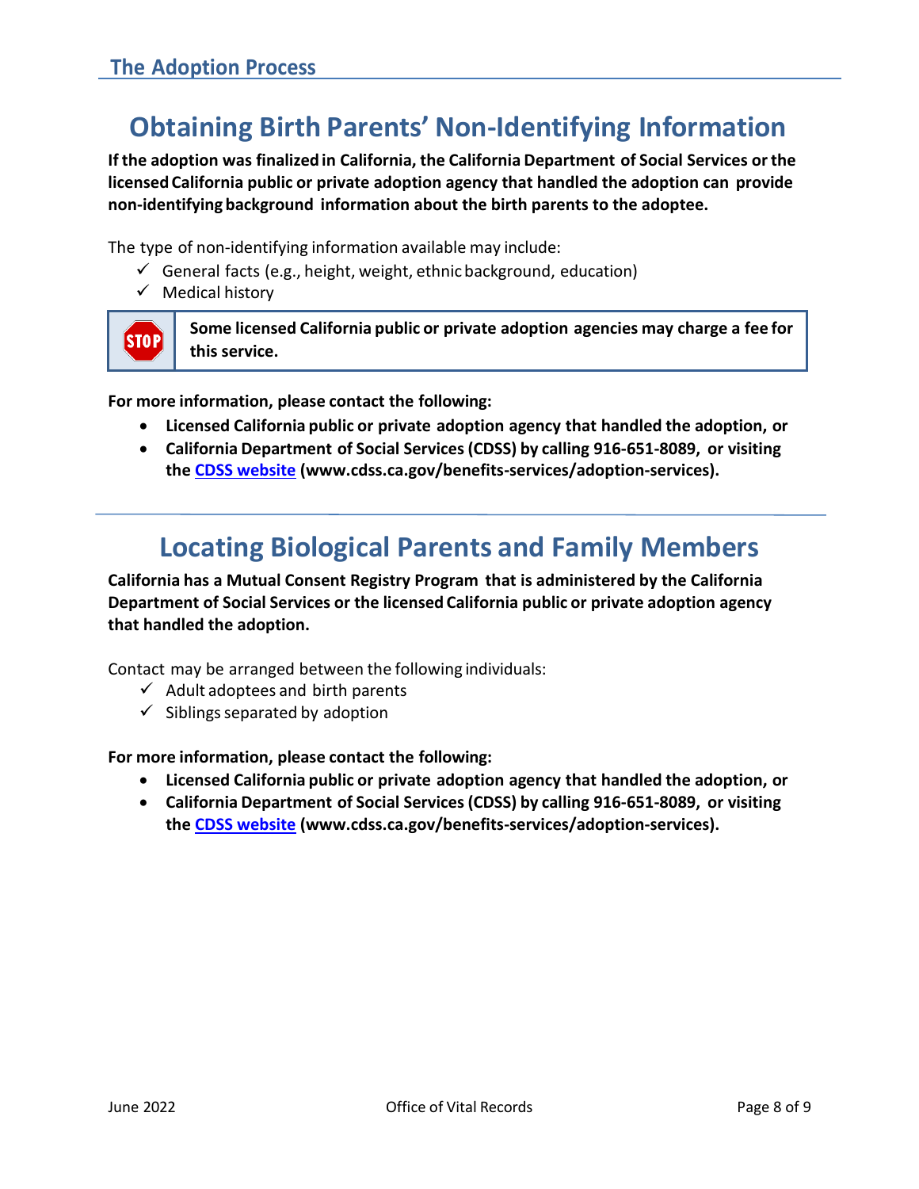## Obtaining Birth Parents' Non-Identifying Information

**If the adoption was finalized in California, the California Department of Social Services or the licensed California public or private adoption agency that handled the adoption can provide non-identifying background information about the birth parents to the adoptee.**

The type of non-identifying information available may include:

- ✓ General facts (e.g., height, weight, ethnic background, education)
- ✓ Medical history

> STOP **Some licensed California public or private adoption agencies may charge a fee for this service.**

**For more information, please contact the following:**

- **Licensed California public or private adoption agency that handled the adoption, or**
- **California Department of Social Services (CDSS) by calling 916-651-8089, or visiting the CDSS website (www.cdss.ca.gov/benefits-services/adoption-services).**

## Locating Biological Parents and Family Members

**California has a Mutual Consent Registry Program that is administered by the California Department of Social Services or the licensed California public or private adoption agency that handled the adoption.**

Contact may be arranged between the following individuals:

- ✓ Adult adoptees and birth parents
- ✓ Siblings separated by adoption

**For more information, please contact the following:**

- **Licensed California public or private adoption agency that handled the adoption, or**
- **California Department of Social Services (CDSS) by calling 916-651-8089, or visiting the CDSS website (www.cdss.ca.gov/benefits-services/adoption-services).**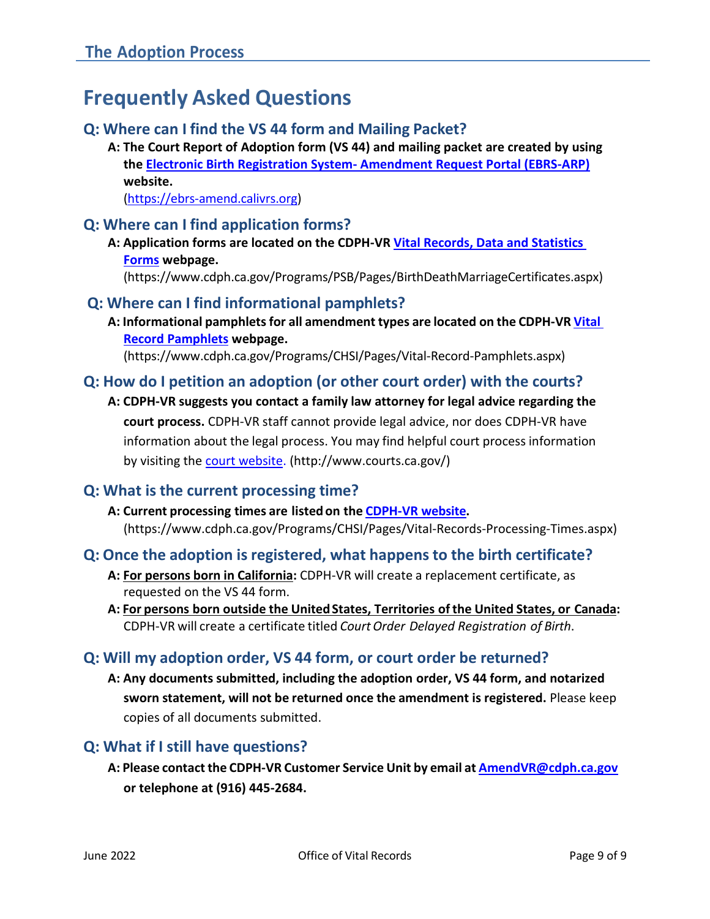## The Adoption Process

# Frequently Asked Questions

### Q: Where can I find the VS 44 form and Mailing Packet?

**A: The Court Report of Adoption form (VS 44) and mailing packet are created by using the [Electronic Birth Registration System- Amendment Request Portal (EBRS-ARP)](https://ebrs-amend.calivrs.org) website.**
(https://ebrs-amend.calivrs.org)

### Q: Where can I find application forms?

**A: Application forms are located on the CDPH-VR [Vital Records, Data and Statistics Forms](https://www.cdph.ca.gov/Programs/PSB/Pages/BirthDeathMarriageCertificates.aspx) webpage.**
(https://www.cdph.ca.gov/Programs/PSB/Pages/BirthDeathMarriageCertificates.aspx)

### Q: Where can I find informational pamphlets?

**A: Informational pamphlets for all amendment types are located on the CDPH-VR [Vital Record Pamphlets](https://www.cdph.ca.gov/Programs/CHSI/Pages/Vital-Record-Pamphlets.aspx) webpage.**
(https://www.cdph.ca.gov/Programs/CHSI/Pages/Vital-Record-Pamphlets.aspx)

### Q: How do I petition an adoption (or other court order) with the courts?

**A: CDPH-VR suggests you contact a family law attorney for legal advice regarding the court process.** CDPH-VR staff cannot provide legal advice, nor does CDPH-VR have information about the legal process. You may find helpful court process information by visiting the [court website](http://www.courts.ca.gov/). (http://www.courts.ca.gov/)

### Q: What is the current processing time?

**A: Current processing times are listed on the [CDPH-VR website](https://www.cdph.ca.gov/Programs/CHSI/Pages/Vital-Records-Processing-Times.aspx).**
(https://www.cdph.ca.gov/Programs/CHSI/Pages/Vital-Records-Processing-Times.aspx)

### Q: Once the adoption is registered, what happens to the birth certificate?

**A: <u>For persons born in California</u>:** CDPH-VR will create a replacement certificate, as requested on the VS 44 form.

**A: <u>For persons born outside the United States, Territories of the United States, or Canada</u>:** CDPH-VR will create a certificate titled *Court Order Delayed Registration of Birth*.

### Q: Will my adoption order, VS 44 form, or court order be returned?

**A: Any documents submitted, including the adoption order, VS 44 form, and notarized sworn statement, will not be returned once the amendment is registered.** Please keep copies of all documents submitted.

### Q: What if I still have questions?

**A: Please contact the CDPH-VR Customer Service Unit by email at [AmendVR@cdph.ca.gov](mailto:AmendVR@cdph.ca.gov) or telephone at (916) 445-2684.**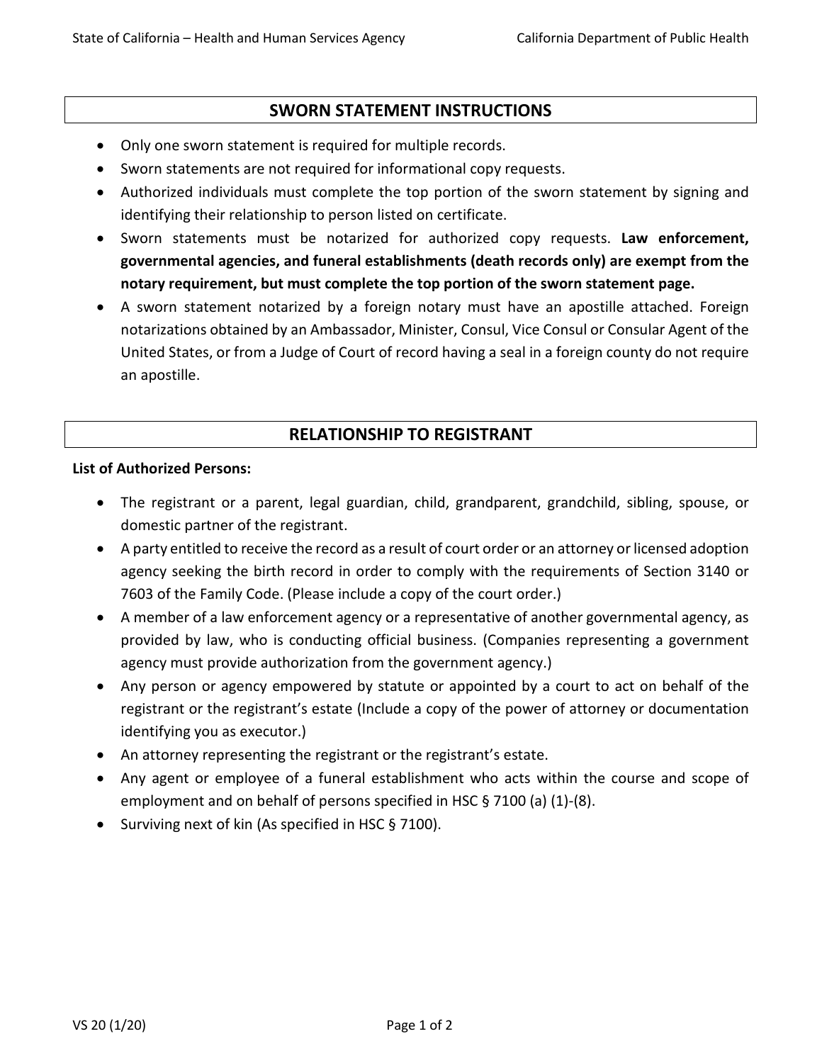## SWORN STATEMENT INSTRUCTIONS

- Only one sworn statement is required for multiple records.
- Sworn statements are not required for informational copy requests.
- Authorized individuals must complete the top portion of the sworn statement by signing and identifying their relationship to person listed on certificate.
- Sworn statements must be notarized for authorized copy requests. **Law enforcement, governmental agencies, and funeral establishments (death records only) are exempt from the notary requirement, but must complete the top portion of the sworn statement page.**
- A sworn statement notarized by a foreign notary must have an apostille attached. Foreign notarizations obtained by an Ambassador, Minister, Consul, Vice Consul or Consular Agent of the United States, or from a Judge of Court of record having a seal in a foreign county do not require an apostille.

## RELATIONSHIP TO REGISTRANT

**List of Authorized Persons:**

- The registrant or a parent, legal guardian, child, grandparent, grandchild, sibling, spouse, or domestic partner of the registrant.
- A party entitled to receive the record as a result of court order or an attorney or licensed adoption agency seeking the birth record in order to comply with the requirements of Section 3140 or 7603 of the Family Code. (Please include a copy of the court order.)
- A member of a law enforcement agency or a representative of another governmental agency, as provided by law, who is conducting official business. (Companies representing a government agency must provide authorization from the government agency.)
- Any person or agency empowered by statute or appointed by a court to act on behalf of the registrant or the registrant's estate (Include a copy of the power of attorney or documentation identifying you as executor.)
- An attorney representing the registrant or the registrant's estate.
- Any agent or employee of a funeral establishment who acts within the course and scope of employment and on behalf of persons specified in HSC § 7100 (a) (1)-(8).
- Surviving next of kin (As specified in HSC § 7100).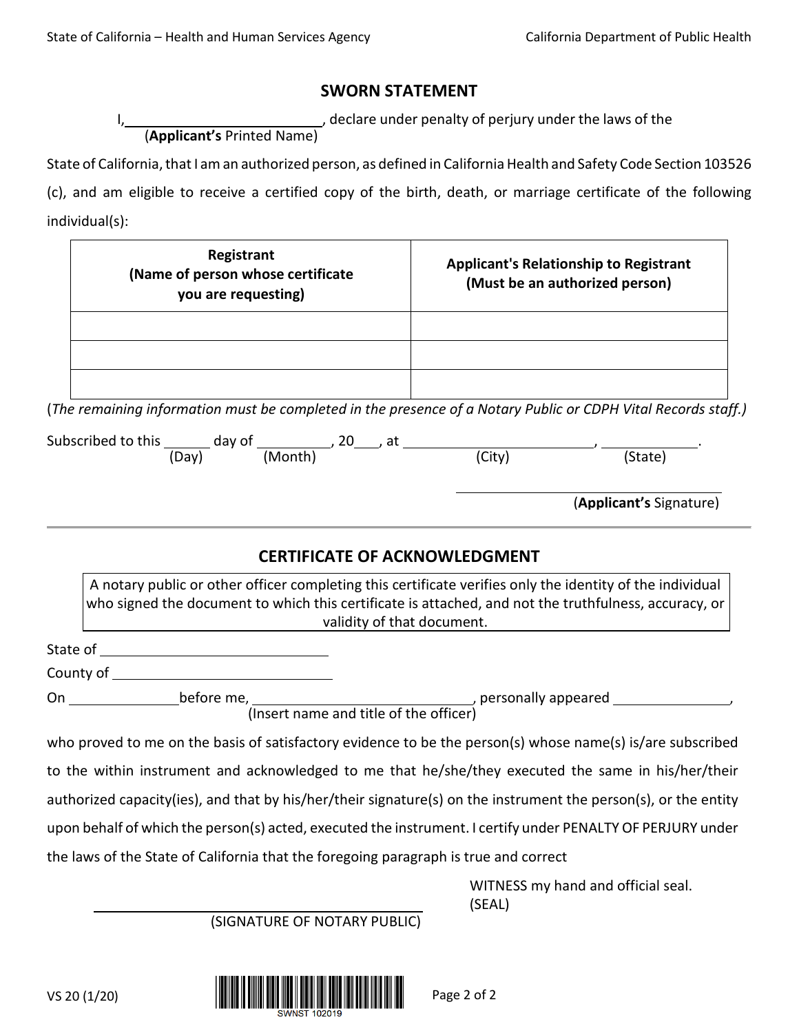## SWORN STATEMENT

I, _________________________, declare under penalty of perjury under the laws of the
(**Applicant's** Printed Name)

State of California, that I am an authorized person, as defined in California Health and Safety Code Section 103526 (c), and am eligible to receive a certified copy of the birth, death, or marriage certificate of the following individual(s):

| Registrant (Name of person whose certificate you are requesting) | Applicant's Relationship to Registrant (Must be an authorized person) |
|---|---|
| | |
| | |
| | |

(*The remaining information must be completed in the presence of a Notary Public or CDPH Vital Records staff.*)

Subscribed to this ______ day of __________, 20___, at __________________________, _____________.
(Day) (Month) (City) (State)

_______________________________
(**Applicant's** Signature)

---

## CERTIFICATE OF ACKNOWLEDGMENT

A notary public or other officer completing this certificate verifies only the identity of the individual who signed the document to which this certificate is attached, and not the truthfulness, accuracy, or validity of that document.

State of ______________________________

County of ______________________________

On ______________ before me, ______________________________, personally appeared _______________,
(Insert name and title of the officer)

who proved to me on the basis of satisfactory evidence to be the person(s) whose name(s) is/are subscribed to the within instrument and acknowledged to me that he/she/they executed the same in his/her/their authorized capacity(ies), and that by his/her/their signature(s) on the instrument the person(s), or the entity upon behalf of which the person(s) acted, executed the instrument. I certify under PENALTY OF PERJURY under the laws of the State of California that the foregoing paragraph is true and correct

WITNESS my hand and official seal.
(SEAL)

_________________________________________
(SIGNATURE OF NOTARY PUBLIC)

VS 20 (1/20)

SWNST 102019